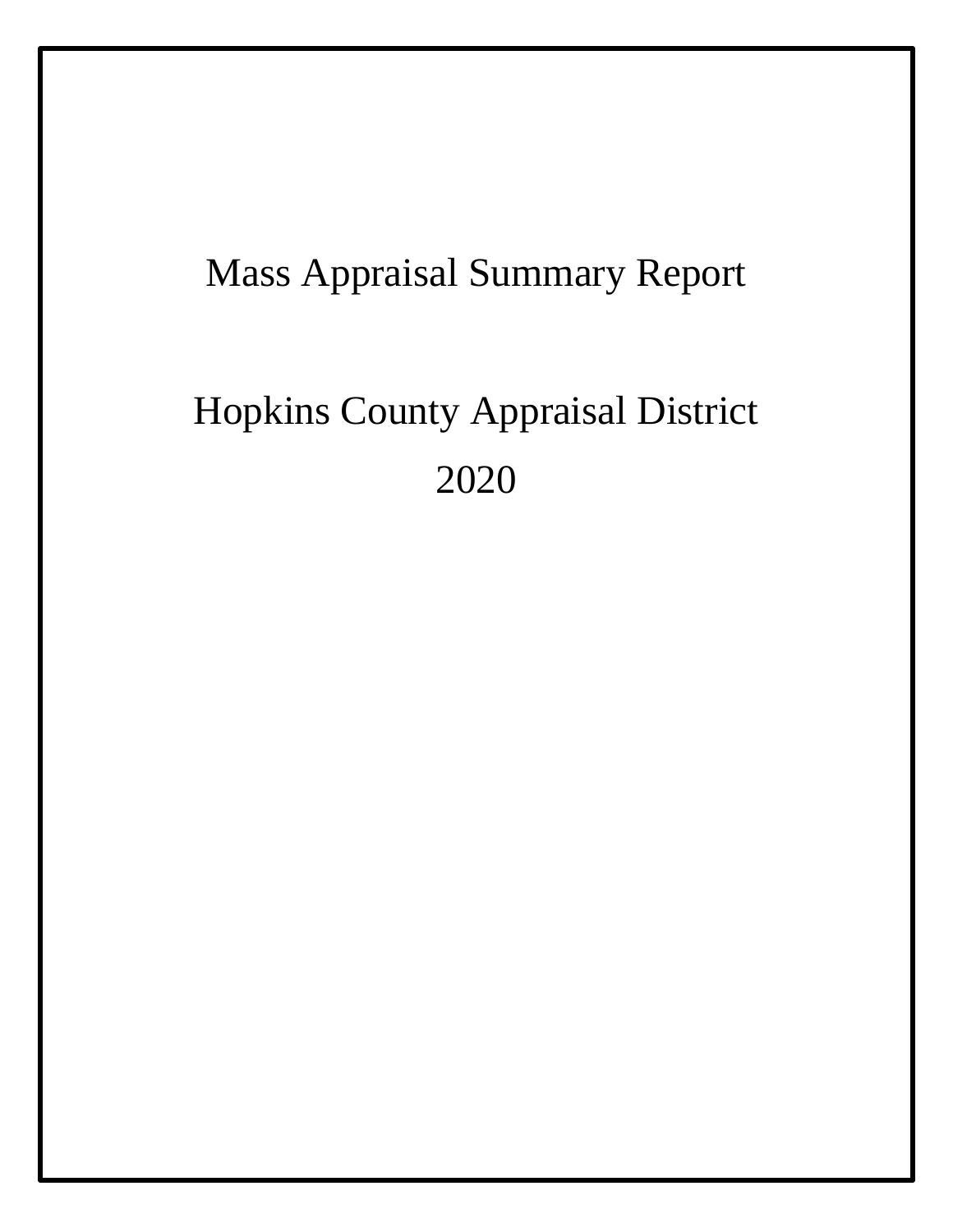# Mass Appraisal Summary Report

# Hopkins County Appraisal District

# 2020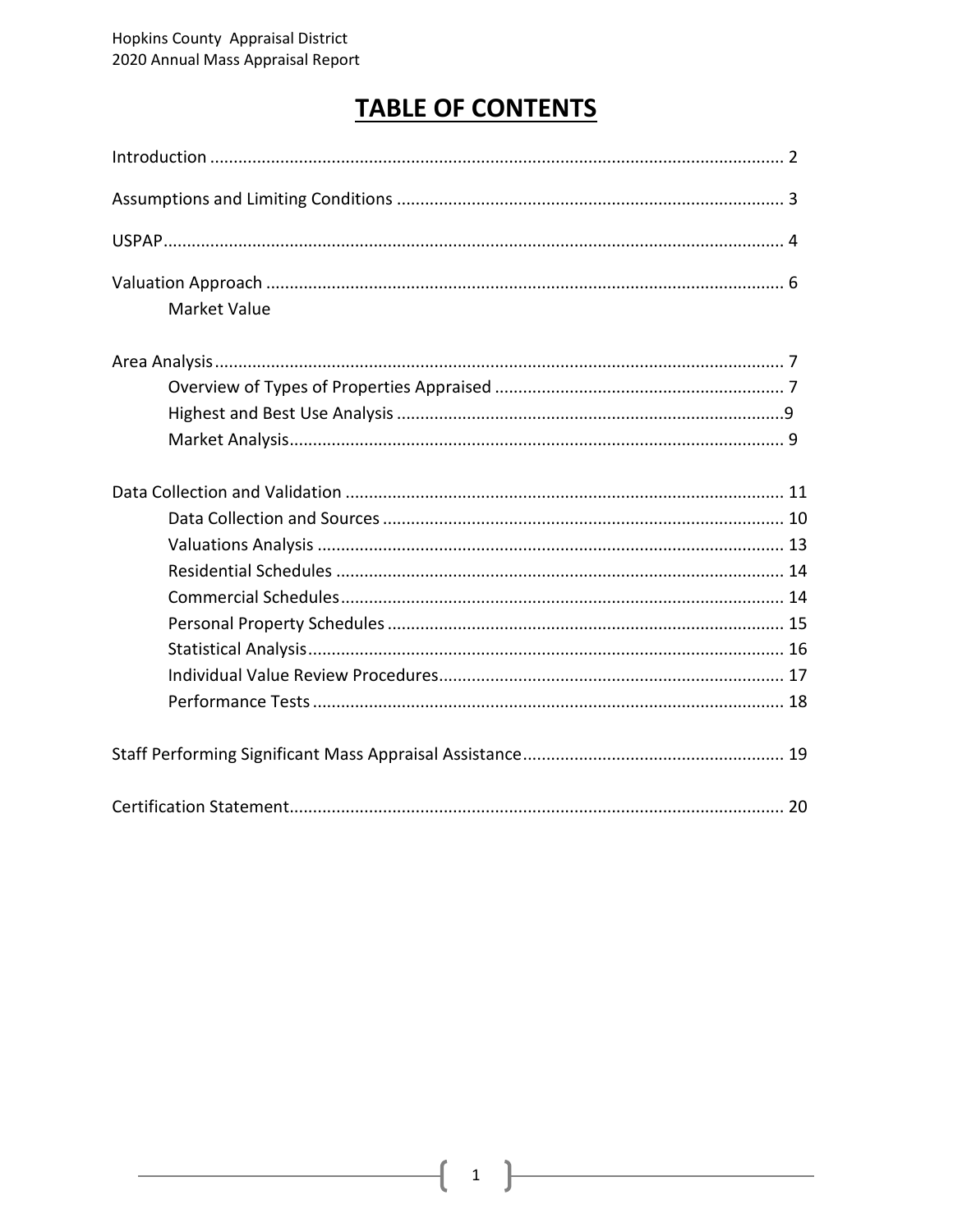# TABLE OF CONTENTS

Introduction .......................................................................................................... 2

Assumptions and Limiting Conditions .................................................................. 3

USPAP.................................................................................................................. 4

Valuation Approach .............................................................................................. 6
- Market Value

Area Analysis......................................................................................................... 7
- Overview of Types of Properties Appraised ............................................................. 7
- Highest and Best Use Analysis ..................................................................................9
- Market Analysis......................................................................................................... 9

Data Collection and Validation ............................................................................. 11
- Data Collection and Sources ..................................................................................... 10
- Valuations Analysis ................................................................................................... 13
- Residential Schedules ............................................................................................... 14
- Commercial Schedules.............................................................................................. 14
- Personal Property Schedules .................................................................................... 15
- Statistical Analysis..................................................................................................... 16
- Individual Value Review Procedures......................................................................... 17
- Performance Tests .................................................................................................... 18

Staff Performing Significant Mass Appraisal Assistance....................................................... 19

Certification Statement......................................................................................... 20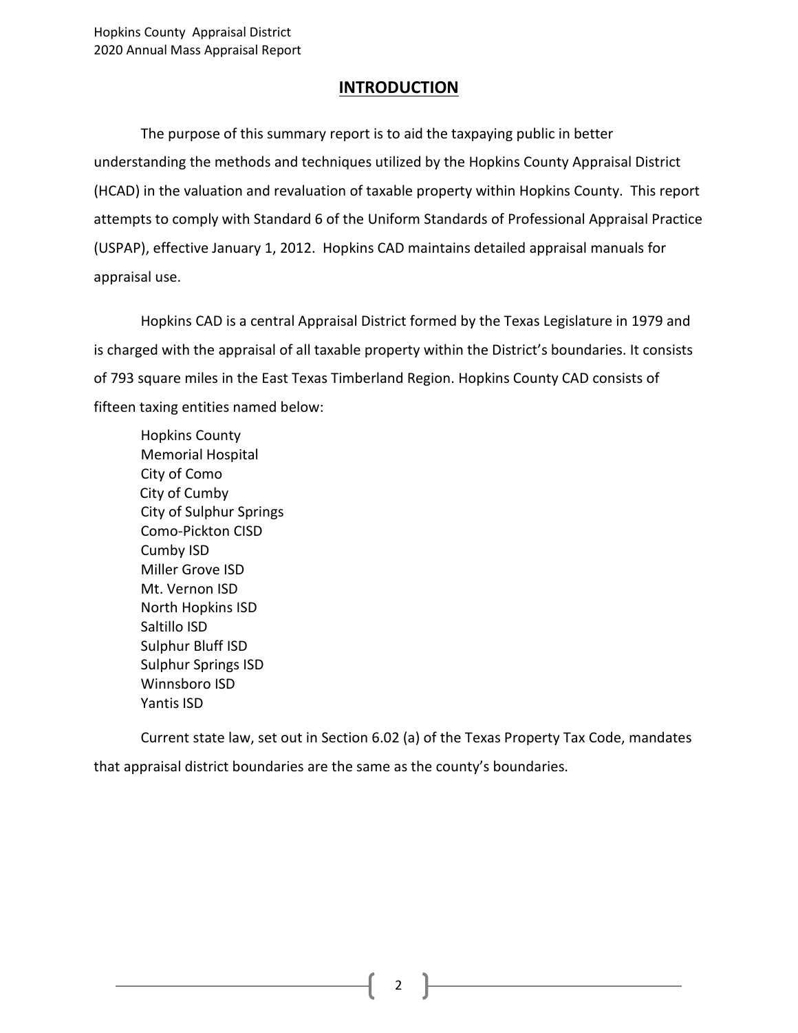# INTRODUCTION

The purpose of this summary report is to aid the taxpaying public in better understanding the methods and techniques utilized by the Hopkins County Appraisal District (HCAD) in the valuation and revaluation of taxable property within Hopkins County. This report attempts to comply with Standard 6 of the Uniform Standards of Professional Appraisal Practice (USPAP), effective January 1, 2012. Hopkins CAD maintains detailed appraisal manuals for appraisal use.

Hopkins CAD is a central Appraisal District formed by the Texas Legislature in 1979 and is charged with the appraisal of all taxable property within the District's boundaries. It consists of 793 square miles in the East Texas Timberland Region. Hopkins County CAD consists of fifteen taxing entities named below:

- Hopkins County
- Memorial Hospital
- City of Como
- City of Cumby
- City of Sulphur Springs
- Como-Pickton CISD
- Cumby ISD
- Miller Grove ISD
- Mt. Vernon ISD
- North Hopkins ISD
- Saltillo ISD
- Sulphur Bluff ISD
- Sulphur Springs ISD
- Winnsboro ISD
- Yantis ISD

Current state law, set out in Section 6.02 (a) of the Texas Property Tax Code, mandates that appraisal district boundaries are the same as the county's boundaries.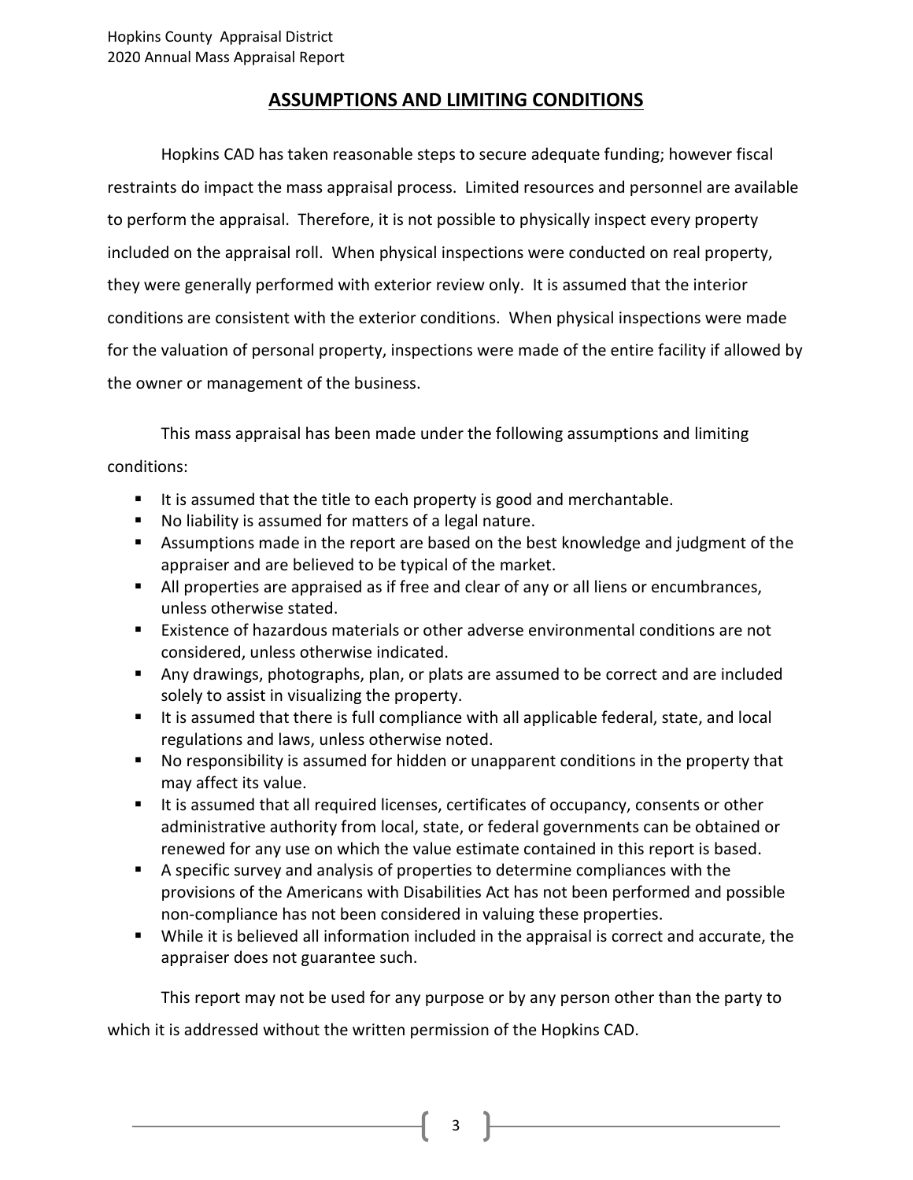## ASSUMPTIONS AND LIMITING CONDITIONS

Hopkins CAD has taken reasonable steps to secure adequate funding; however fiscal restraints do impact the mass appraisal process. Limited resources and personnel are available to perform the appraisal. Therefore, it is not possible to physically inspect every property included on the appraisal roll. When physical inspections were conducted on real property, they were generally performed with exterior review only. It is assumed that the interior conditions are consistent with the exterior conditions. When physical inspections were made for the valuation of personal property, inspections were made of the entire facility if allowed by the owner or management of the business.

This mass appraisal has been made under the following assumptions and limiting conditions:

- It is assumed that the title to each property is good and merchantable.
- No liability is assumed for matters of a legal nature.
- Assumptions made in the report are based on the best knowledge and judgment of the appraiser and are believed to be typical of the market.
- All properties are appraised as if free and clear of any or all liens or encumbrances, unless otherwise stated.
- Existence of hazardous materials or other adverse environmental conditions are not considered, unless otherwise indicated.
- Any drawings, photographs, plan, or plats are assumed to be correct and are included solely to assist in visualizing the property.
- It is assumed that there is full compliance with all applicable federal, state, and local regulations and laws, unless otherwise noted.
- No responsibility is assumed for hidden or unapparent conditions in the property that may affect its value.
- It is assumed that all required licenses, certificates of occupancy, consents or other administrative authority from local, state, or federal governments can be obtained or renewed for any use on which the value estimate contained in this report is based.
- A specific survey and analysis of properties to determine compliances with the provisions of the Americans with Disabilities Act has not been performed and possible non-compliance has not been considered in valuing these properties.
- While it is believed all information included in the appraisal is correct and accurate, the appraiser does not guarantee such.

This report may not be used for any purpose or by any person other than the party to which it is addressed without the written permission of the Hopkins CAD.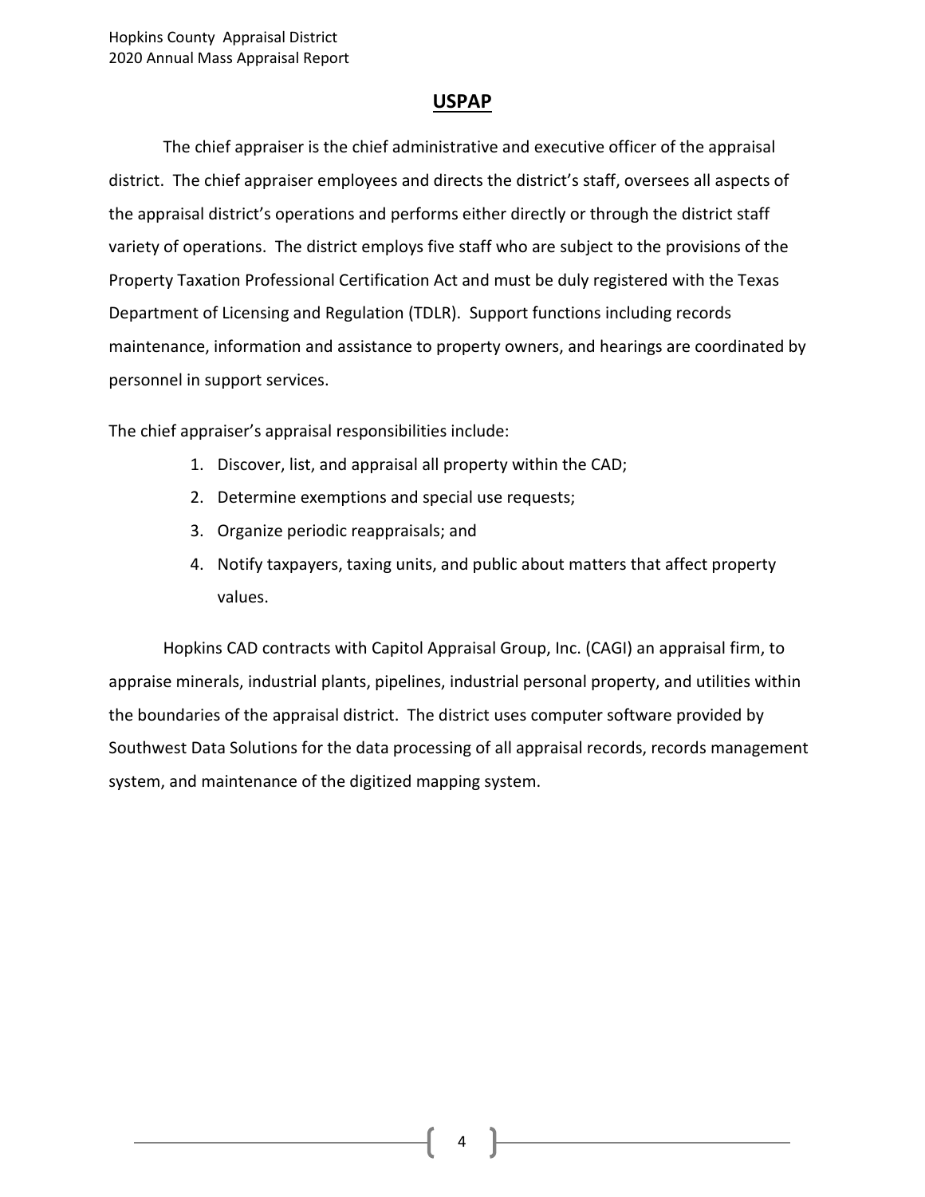## USPAP

The chief appraiser is the chief administrative and executive officer of the appraisal district. The chief appraiser employees and directs the district's staff, oversees all aspects of the appraisal district's operations and performs either directly or through the district staff variety of operations. The district employs five staff who are subject to the provisions of the Property Taxation Professional Certification Act and must be duly registered with the Texas Department of Licensing and Regulation (TDLR). Support functions including records maintenance, information and assistance to property owners, and hearings are coordinated by personnel in support services.

The chief appraiser's appraisal responsibilities include:

1. Discover, list, and appraisal all property within the CAD;
2. Determine exemptions and special use requests;
3. Organize periodic reappraisals; and
4. Notify taxpayers, taxing units, and public about matters that affect property values.

Hopkins CAD contracts with Capitol Appraisal Group, Inc. (CAGI) an appraisal firm, to appraise minerals, industrial plants, pipelines, industrial personal property, and utilities within the boundaries of the appraisal district. The district uses computer software provided by Southwest Data Solutions for the data processing of all appraisal records, records management system, and maintenance of the digitized mapping system.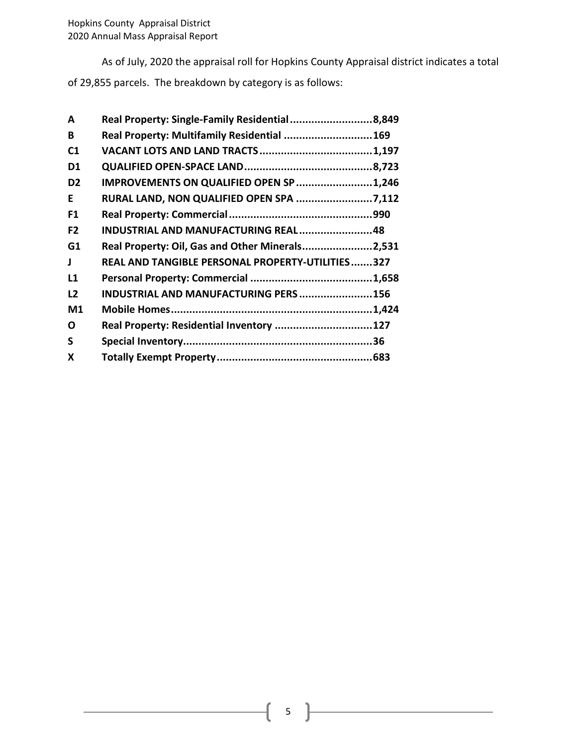As of July, 2020 the appraisal roll for Hopkins County Appraisal district indicates a total of 29,855 parcels. The breakdown by category is as follows:

| | | |
|---|---|---|
| **A** | **Real Property: Single-Family Residential** | **8,849** |
| **B** | **Real Property: Multifamily Residential** | **169** |
| **C1** | **VACANT LOTS AND LAND TRACTS** | **1,197** |
| **D1** | **QUALIFIED OPEN-SPACE LAND** | **8,723** |
| **D2** | **IMPROVEMENTS ON QUALIFIED OPEN SP** | **1,246** |
| **E** | **RURAL LAND, NON QUALIFIED OPEN SPA** | **7,112** |
| **F1** | **Real Property: Commercial** | **990** |
| **F2** | **INDUSTRIAL AND MANUFACTURING REAL** | **48** |
| **G1** | **Real Property: Oil, Gas and Other Minerals** | **2,531** |
| **J** | **REAL AND TANGIBLE PERSONAL PROPERTY-UTILITIES** | **327** |
| **L1** | **Personal Property: Commercial** | **1,658** |
| **L2** | **INDUSTRIAL AND MANUFACTURING PERS** | **156** |
| **M1** | **Mobile Homes** | **1,424** |
| **O** | **Real Property: Residential Inventory** | **127** |
| **S** | **Special Inventory** | **36** |
| **X** | **Totally Exempt Property** | **683** |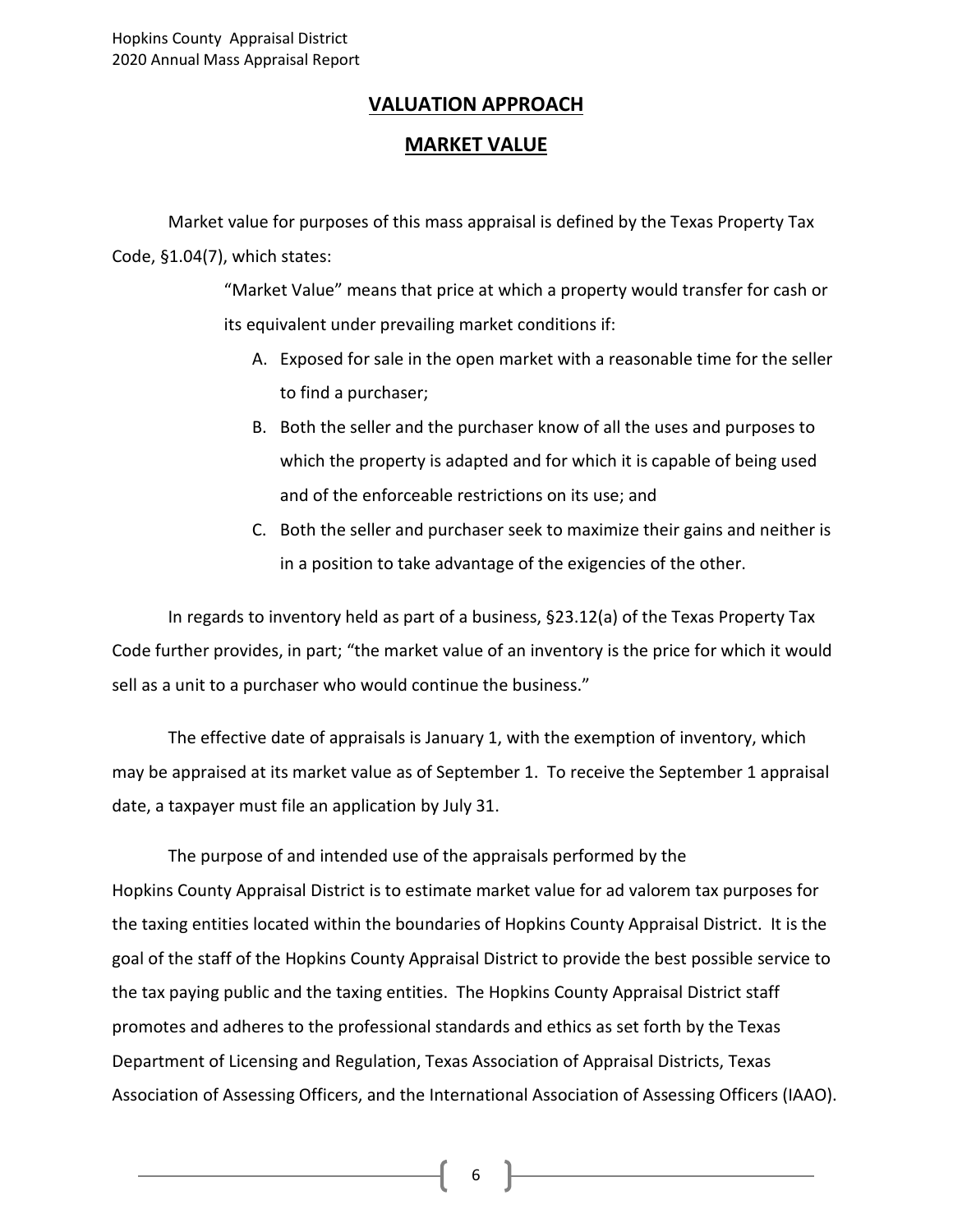## VALUATION APPROACH

## MARKET VALUE

Market value for purposes of this mass appraisal is defined by the Texas Property Tax Code, §1.04(7), which states:

> "Market Value" means that price at which a property would transfer for cash or its equivalent under prevailing market conditions if:
>
> A. Exposed for sale in the open market with a reasonable time for the seller to find a purchaser;
>
> B. Both the seller and the purchaser know of all the uses and purposes to which the property is adapted and for which it is capable of being used and of the enforceable restrictions on its use; and
>
> C. Both the seller and purchaser seek to maximize their gains and neither is in a position to take advantage of the exigencies of the other.

In regards to inventory held as part of a business, §23.12(a) of the Texas Property Tax Code further provides, in part; "the market value of an inventory is the price for which it would sell as a unit to a purchaser who would continue the business."

The effective date of appraisals is January 1, with the exemption of inventory, which may be appraised at its market value as of September 1. To receive the September 1 appraisal date, a taxpayer must file an application by July 31.

The purpose of and intended use of the appraisals performed by the Hopkins County Appraisal District is to estimate market value for ad valorem tax purposes for the taxing entities located within the boundaries of Hopkins County Appraisal District. It is the goal of the staff of the Hopkins County Appraisal District to provide the best possible service to the tax paying public and the taxing entities. The Hopkins County Appraisal District staff promotes and adheres to the professional standards and ethics as set forth by the Texas Department of Licensing and Regulation, Texas Association of Appraisal Districts, Texas Association of Assessing Officers, and the International Association of Assessing Officers (IAAO).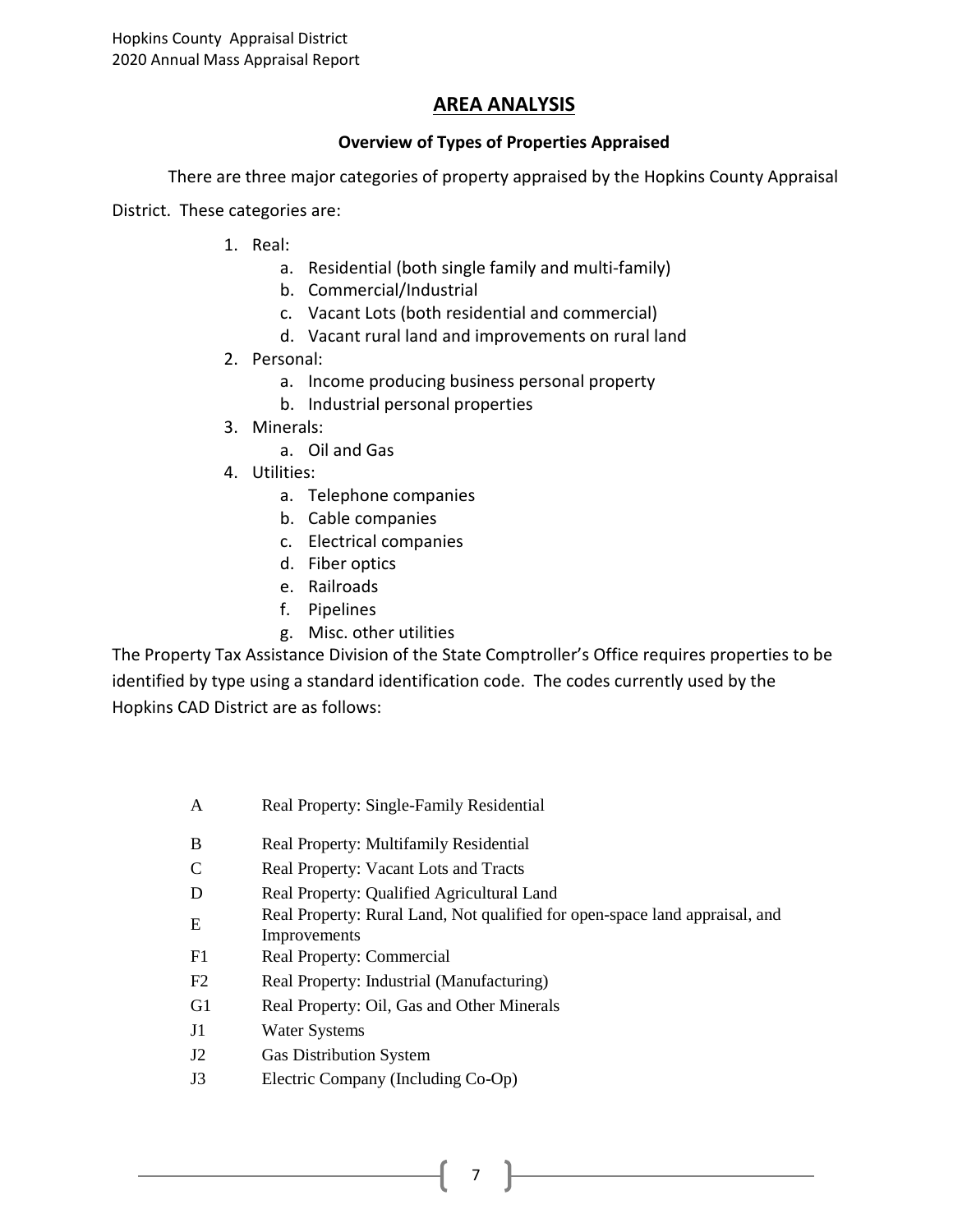## AREA ANALYSIS

### Overview of Types of Properties Appraised

There are three major categories of property appraised by the Hopkins County Appraisal District. These categories are:

1. Real:
    a. Residential (both single family and multi-family)
    b. Commercial/Industrial
    c. Vacant Lots (both residential and commercial)
    d. Vacant rural land and improvements on rural land
2. Personal:
    a. Income producing business personal property
    b. Industrial personal properties
3. Minerals:
    a. Oil and Gas
4. Utilities:
    a. Telephone companies
    b. Cable companies
    c. Electrical companies
    d. Fiber optics
    e. Railroads
    f. Pipelines
    g. Misc. other utilities

The Property Tax Assistance Division of the State Comptroller's Office requires properties to be identified by type using a standard identification code. The codes currently used by the Hopkins CAD District are as follows:

| Code | Description |
|---|---|
| A | Real Property: Single-Family Residential |
| B | Real Property: Multifamily Residential |
| C | Real Property: Vacant Lots and Tracts |
| D | Real Property: Qualified Agricultural Land |
| E | Real Property: Rural Land, Not qualified for open-space land appraisal, and Improvements |
| F1 | Real Property: Commercial |
| F2 | Real Property: Industrial (Manufacturing) |
| G1 | Real Property: Oil, Gas and Other Minerals |
| J1 | Water Systems |
| J2 | Gas Distribution System |
| J3 | Electric Company (Including Co-Op) |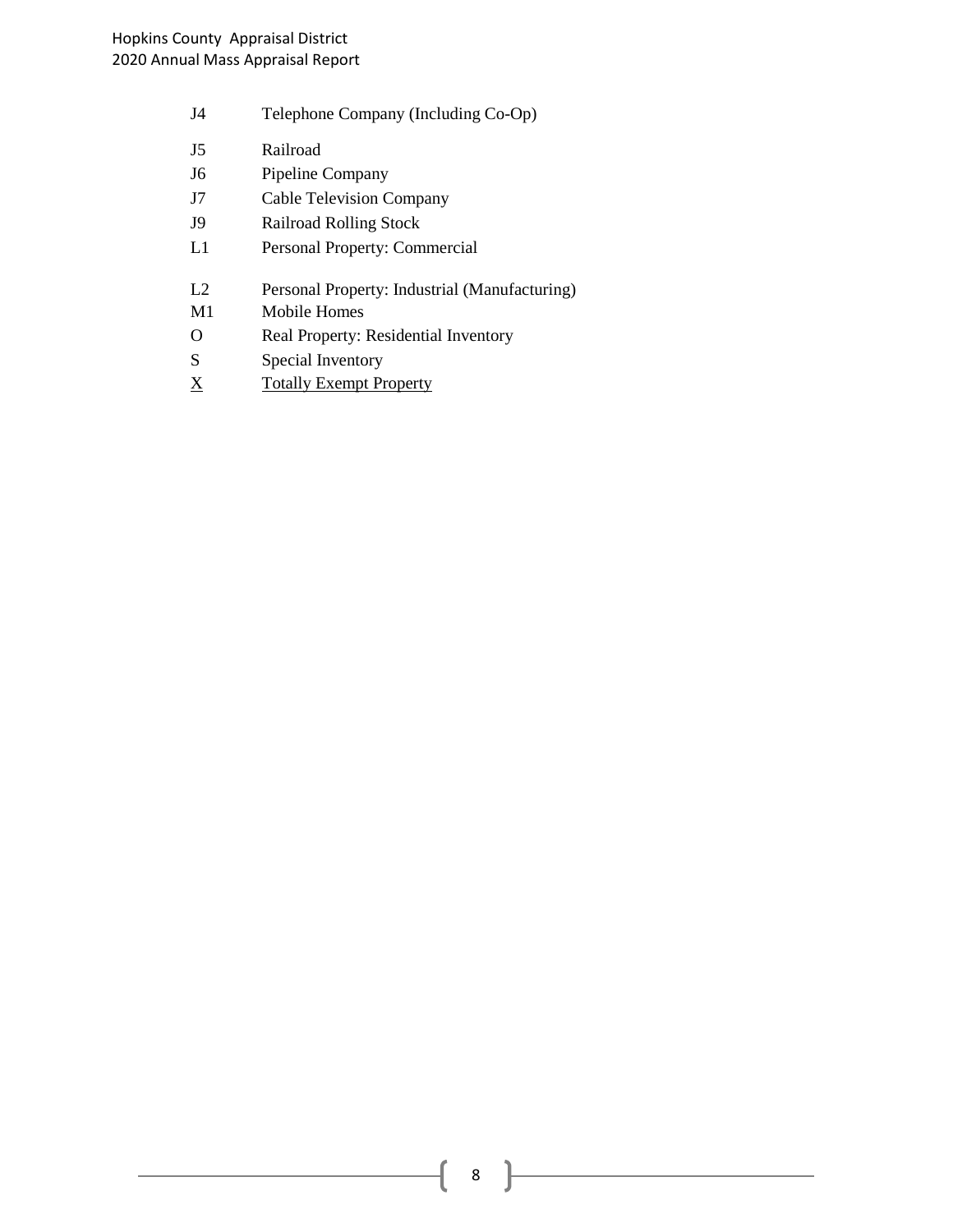| | |
|---|---|
| J4 | Telephone Company (Including Co-Op) |
| J5 | Railroad |
| J6 | Pipeline Company |
| J7 | Cable Television Company |
| J9 | Railroad Rolling Stock |
| L1 | Personal Property: Commercial |
| L2 | Personal Property: Industrial (Manufacturing) |
| M1 | Mobile Homes |
| O | Real Property: Residential Inventory |
| S | Special Inventory |
| X | Totally Exempt Property |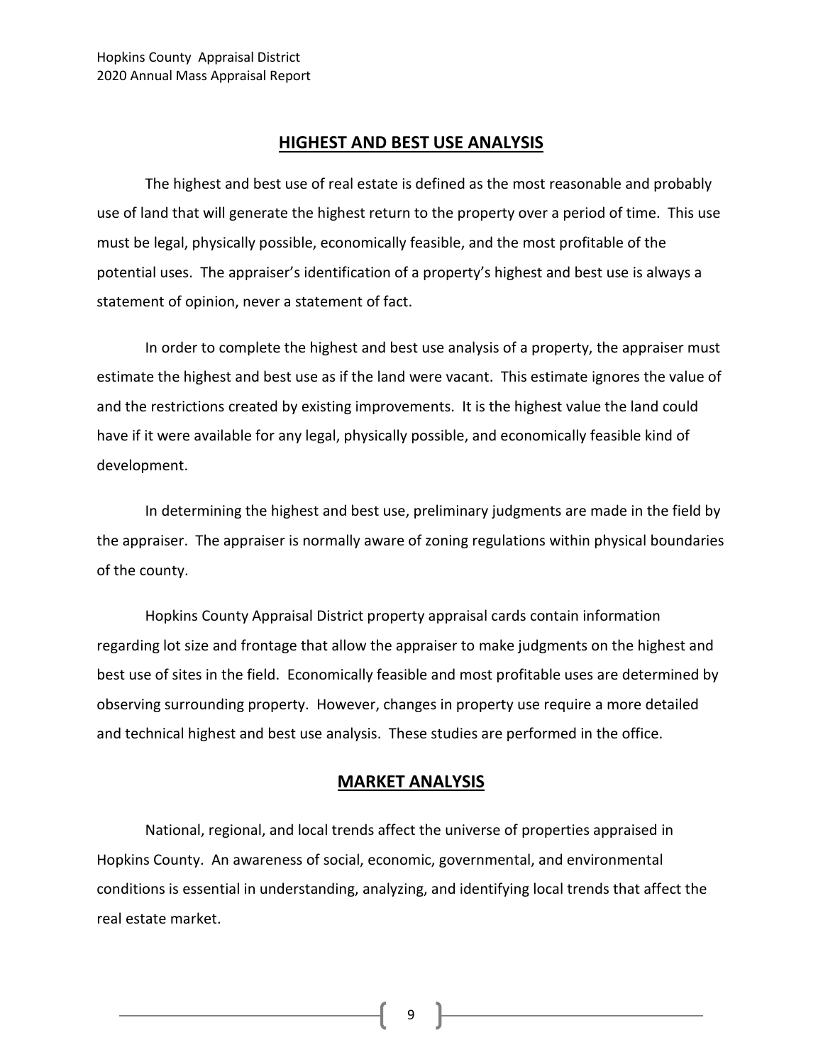## HIGHEST AND BEST USE ANALYSIS

The highest and best use of real estate is defined as the most reasonable and probably use of land that will generate the highest return to the property over a period of time. This use must be legal, physically possible, economically feasible, and the most profitable of the potential uses. The appraiser's identification of a property's highest and best use is always a statement of opinion, never a statement of fact.

In order to complete the highest and best use analysis of a property, the appraiser must estimate the highest and best use as if the land were vacant. This estimate ignores the value of and the restrictions created by existing improvements. It is the highest value the land could have if it were available for any legal, physically possible, and economically feasible kind of development.

In determining the highest and best use, preliminary judgments are made in the field by the appraiser. The appraiser is normally aware of zoning regulations within physical boundaries of the county.

Hopkins County Appraisal District property appraisal cards contain information regarding lot size and frontage that allow the appraiser to make judgments on the highest and best use of sites in the field. Economically feasible and most profitable uses are determined by observing surrounding property. However, changes in property use require a more detailed and technical highest and best use analysis. These studies are performed in the office.

## MARKET ANALYSIS

National, regional, and local trends affect the universe of properties appraised in Hopkins County. An awareness of social, economic, governmental, and environmental conditions is essential in understanding, analyzing, and identifying local trends that affect the real estate market.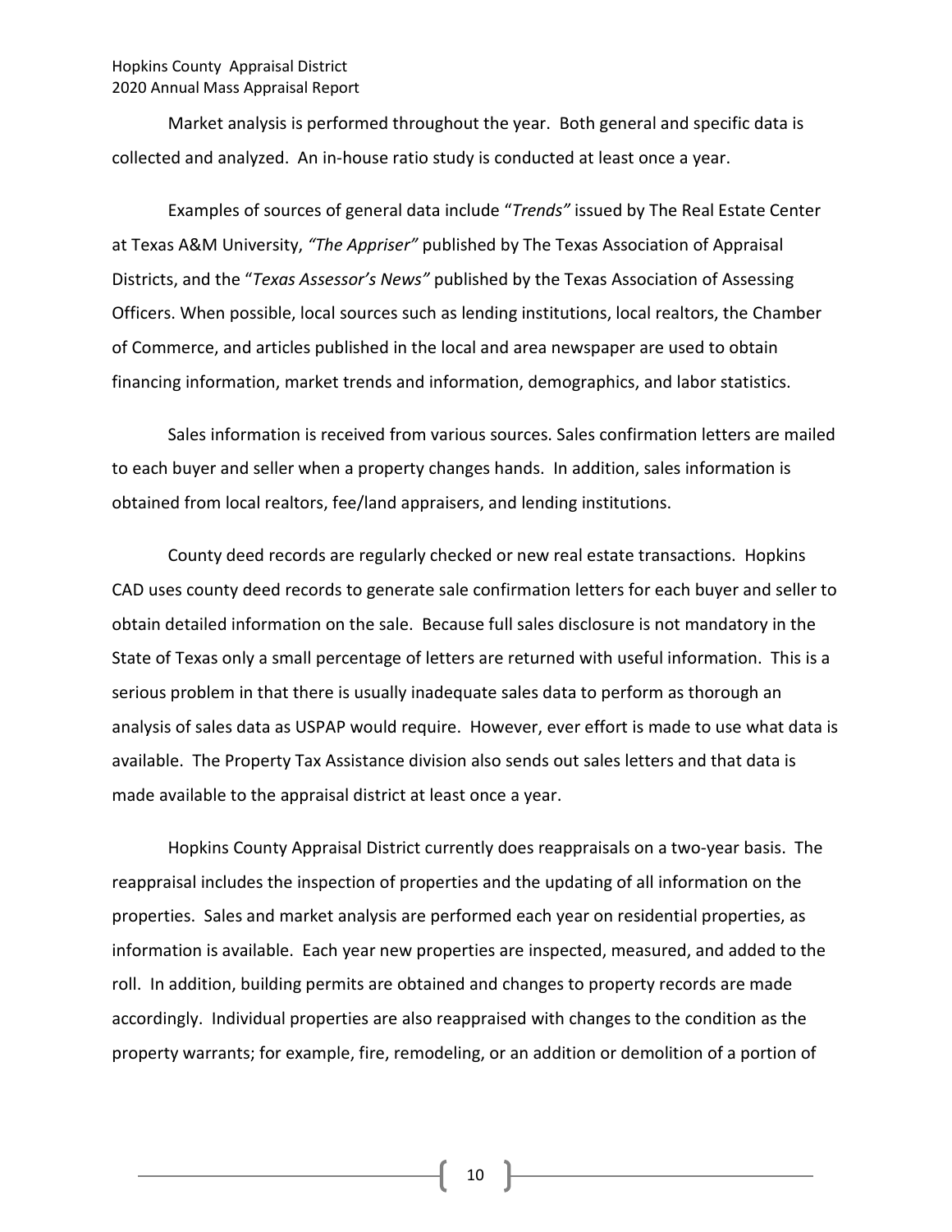Market analysis is performed throughout the year. Both general and specific data is collected and analyzed. An in-house ratio study is conducted at least once a year.

Examples of sources of general data include "*Trends"* issued by The Real Estate Center at Texas A&M University, *"The Appriser"* published by The Texas Association of Appraisal Districts, and the "*Texas Assessor's News"* published by the Texas Association of Assessing Officers. When possible, local sources such as lending institutions, local realtors, the Chamber of Commerce, and articles published in the local and area newspaper are used to obtain financing information, market trends and information, demographics, and labor statistics.

Sales information is received from various sources. Sales confirmation letters are mailed to each buyer and seller when a property changes hands. In addition, sales information is obtained from local realtors, fee/land appraisers, and lending institutions.

County deed records are regularly checked or new real estate transactions. Hopkins CAD uses county deed records to generate sale confirmation letters for each buyer and seller to obtain detailed information on the sale. Because full sales disclosure is not mandatory in the State of Texas only a small percentage of letters are returned with useful information. This is a serious problem in that there is usually inadequate sales data to perform as thorough an analysis of sales data as USPAP would require. However, ever effort is made to use what data is available. The Property Tax Assistance division also sends out sales letters and that data is made available to the appraisal district at least once a year.

Hopkins County Appraisal District currently does reappraisals on a two-year basis. The reappraisal includes the inspection of properties and the updating of all information on the properties. Sales and market analysis are performed each year on residential properties, as information is available. Each year new properties are inspected, measured, and added to the roll. In addition, building permits are obtained and changes to property records are made accordingly. Individual properties are also reappraised with changes to the condition as the property warrants; for example, fire, remodeling, or an addition or demolition of a portion of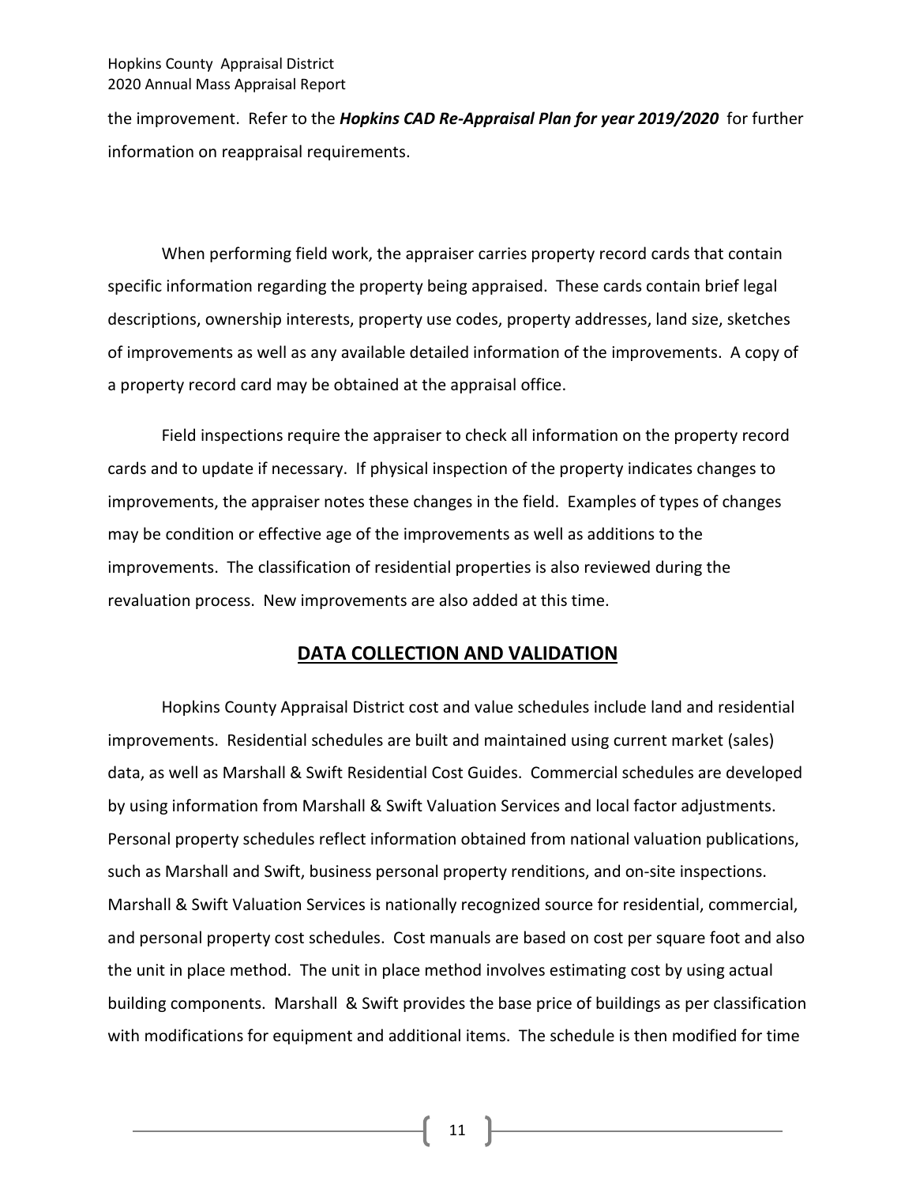the improvement. Refer to the ***Hopkins CAD Re-Appraisal Plan for year 2019/2020*** for further information on reappraisal requirements.

When performing field work, the appraiser carries property record cards that contain specific information regarding the property being appraised. These cards contain brief legal descriptions, ownership interests, property use codes, property addresses, land size, sketches of improvements as well as any available detailed information of the improvements. A copy of a property record card may be obtained at the appraisal office.

Field inspections require the appraiser to check all information on the property record cards and to update if necessary. If physical inspection of the property indicates changes to improvements, the appraiser notes these changes in the field. Examples of types of changes may be condition or effective age of the improvements as well as additions to the improvements. The classification of residential properties is also reviewed during the revaluation process. New improvements are also added at this time.

## DATA COLLECTION AND VALIDATION

Hopkins County Appraisal District cost and value schedules include land and residential improvements. Residential schedules are built and maintained using current market (sales) data, as well as Marshall & Swift Residential Cost Guides. Commercial schedules are developed by using information from Marshall & Swift Valuation Services and local factor adjustments. Personal property schedules reflect information obtained from national valuation publications, such as Marshall and Swift, business personal property renditions, and on-site inspections. Marshall & Swift Valuation Services is nationally recognized source for residential, commercial, and personal property cost schedules. Cost manuals are based on cost per square foot and also the unit in place method. The unit in place method involves estimating cost by using actual building components. Marshall & Swift provides the base price of buildings as per classification with modifications for equipment and additional items. The schedule is then modified for time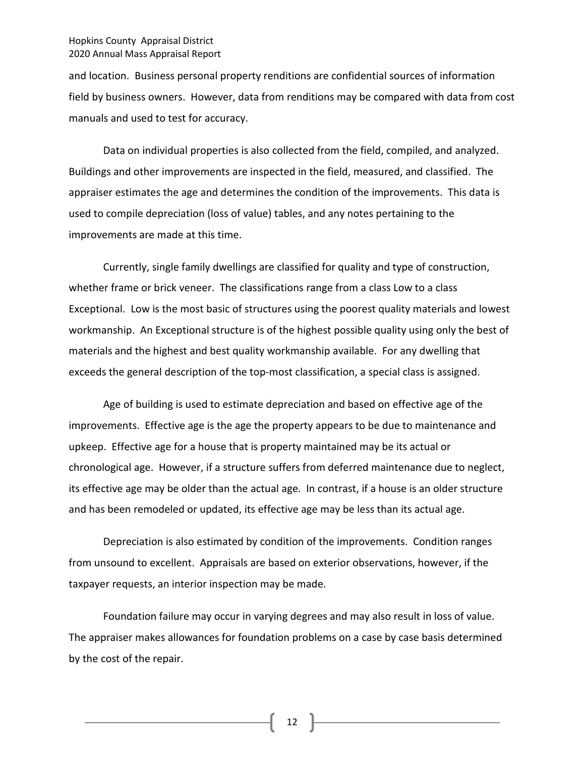and location. Business personal property renditions are confidential sources of information field by business owners. However, data from renditions may be compared with data from cost manuals and used to test for accuracy.

Data on individual properties is also collected from the field, compiled, and analyzed. Buildings and other improvements are inspected in the field, measured, and classified. The appraiser estimates the age and determines the condition of the improvements. This data is used to compile depreciation (loss of value) tables, and any notes pertaining to the improvements are made at this time.

Currently, single family dwellings are classified for quality and type of construction, whether frame or brick veneer. The classifications range from a class Low to a class Exceptional. Low is the most basic of structures using the poorest quality materials and lowest workmanship. An Exceptional structure is of the highest possible quality using only the best of materials and the highest and best quality workmanship available. For any dwelling that exceeds the general description of the top-most classification, a special class is assigned.

Age of building is used to estimate depreciation and based on effective age of the improvements. Effective age is the age the property appears to be due to maintenance and upkeep. Effective age for a house that is property maintained may be its actual or chronological age. However, if a structure suffers from deferred maintenance due to neglect, its effective age may be older than the actual age. In contrast, if a house is an older structure and has been remodeled or updated, its effective age may be less than its actual age.

Depreciation is also estimated by condition of the improvements. Condition ranges from unsound to excellent. Appraisals are based on exterior observations, however, if the taxpayer requests, an interior inspection may be made.

Foundation failure may occur in varying degrees and may also result in loss of value. The appraiser makes allowances for foundation problems on a case by case basis determined by the cost of the repair.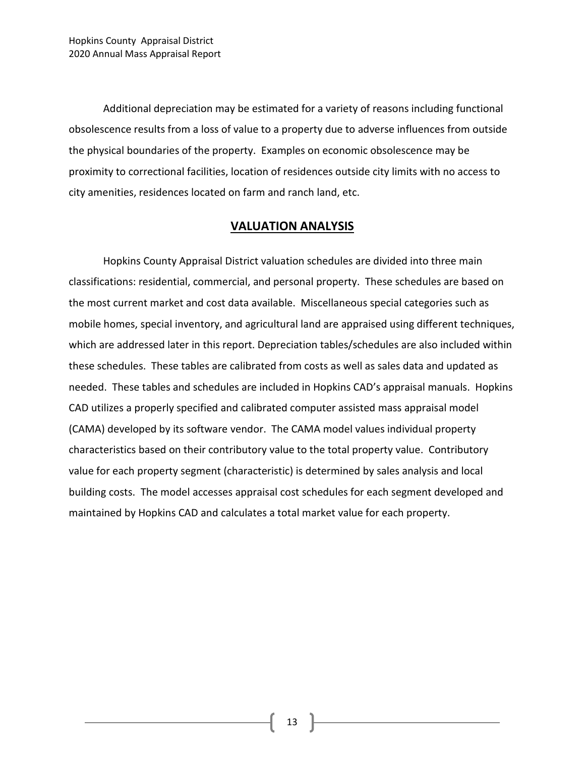Additional depreciation may be estimated for a variety of reasons including functional obsolescence results from a loss of value to a property due to adverse influences from outside the physical boundaries of the property. Examples on economic obsolescence may be proximity to correctional facilities, location of residences outside city limits with no access to city amenities, residences located on farm and ranch land, etc.

## VALUATION ANALYSIS

Hopkins County Appraisal District valuation schedules are divided into three main classifications: residential, commercial, and personal property. These schedules are based on the most current market and cost data available. Miscellaneous special categories such as mobile homes, special inventory, and agricultural land are appraised using different techniques, which are addressed later in this report. Depreciation tables/schedules are also included within these schedules. These tables are calibrated from costs as well as sales data and updated as needed. These tables and schedules are included in Hopkins CAD's appraisal manuals. Hopkins CAD utilizes a properly specified and calibrated computer assisted mass appraisal model (CAMA) developed by its software vendor. The CAMA model values individual property characteristics based on their contributory value to the total property value. Contributory value for each property segment (characteristic) is determined by sales analysis and local building costs. The model accesses appraisal cost schedules for each segment developed and maintained by Hopkins CAD and calculates a total market value for each property.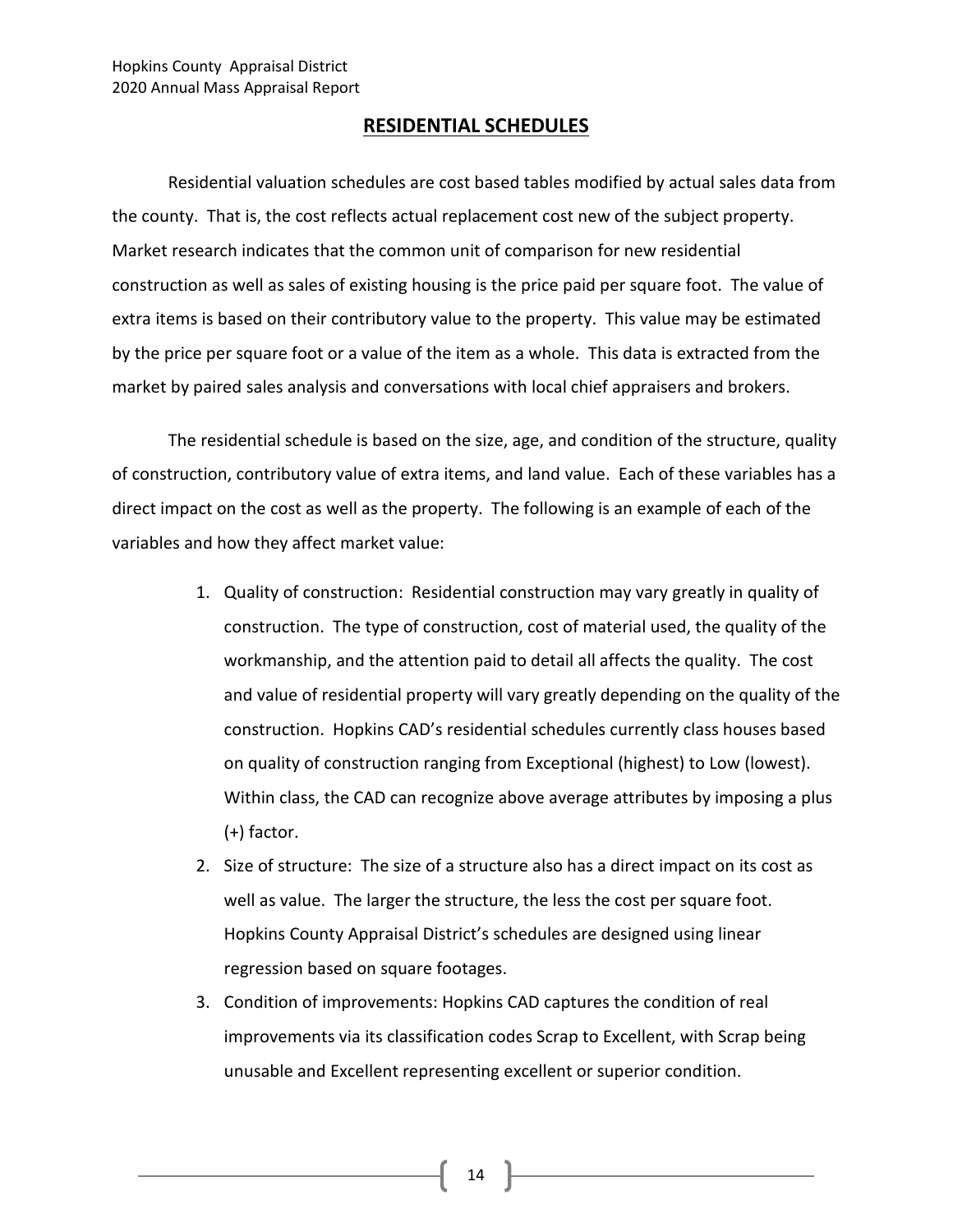## RESIDENTIAL SCHEDULES

Residential valuation schedules are cost based tables modified by actual sales data from the county. That is, the cost reflects actual replacement cost new of the subject property. Market research indicates that the common unit of comparison for new residential construction as well as sales of existing housing is the price paid per square foot. The value of extra items is based on their contributory value to the property. This value may be estimated by the price per square foot or a value of the item as a whole. This data is extracted from the market by paired sales analysis and conversations with local chief appraisers and brokers.

The residential schedule is based on the size, age, and condition of the structure, quality of construction, contributory value of extra items, and land value. Each of these variables has a direct impact on the cost as well as the property. The following is an example of each of the variables and how they affect market value:

1. Quality of construction: Residential construction may vary greatly in quality of construction. The type of construction, cost of material used, the quality of the workmanship, and the attention paid to detail all affects the quality. The cost and value of residential property will vary greatly depending on the quality of the construction. Hopkins CAD's residential schedules currently class houses based on quality of construction ranging from Exceptional (highest) to Low (lowest). Within class, the CAD can recognize above average attributes by imposing a plus (+) factor.
2. Size of structure: The size of a structure also has a direct impact on its cost as well as value. The larger the structure, the less the cost per square foot. Hopkins County Appraisal District's schedules are designed using linear regression based on square footages.
3. Condition of improvements: Hopkins CAD captures the condition of real improvements via its classification codes Scrap to Excellent, with Scrap being unusable and Excellent representing excellent or superior condition.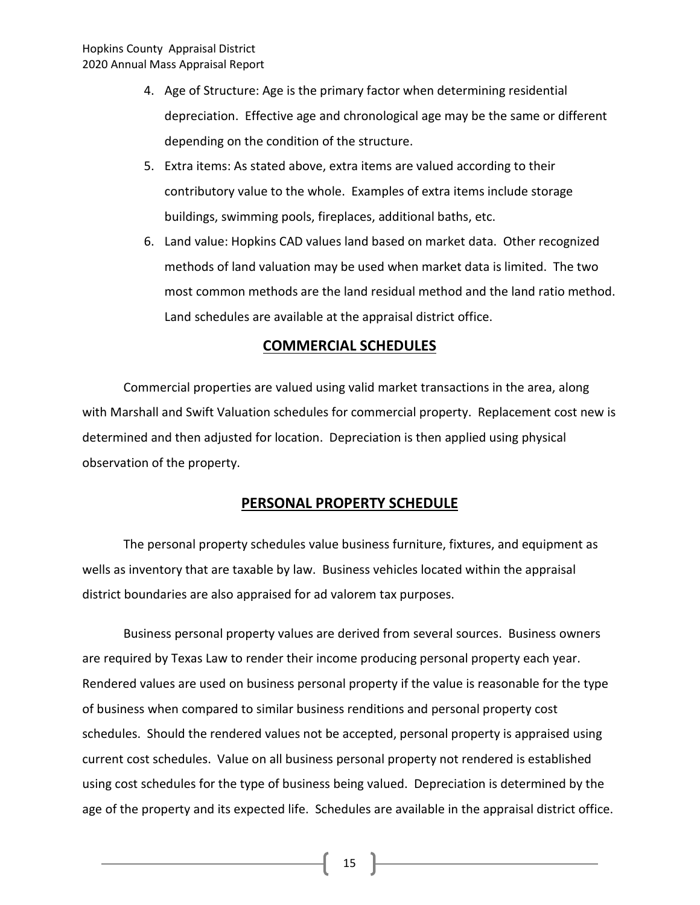4. Age of Structure: Age is the primary factor when determining residential depreciation. Effective age and chronological age may be the same or different depending on the condition of the structure.
5. Extra items: As stated above, extra items are valued according to their contributory value to the whole. Examples of extra items include storage buildings, swimming pools, fireplaces, additional baths, etc.
6. Land value: Hopkins CAD values land based on market data. Other recognized methods of land valuation may be used when market data is limited. The two most common methods are the land residual method and the land ratio method. Land schedules are available at the appraisal district office.

## COMMERCIAL SCHEDULES

Commercial properties are valued using valid market transactions in the area, along with Marshall and Swift Valuation schedules for commercial property. Replacement cost new is determined and then adjusted for location. Depreciation is then applied using physical observation of the property.

## PERSONAL PROPERTY SCHEDULE

The personal property schedules value business furniture, fixtures, and equipment as wells as inventory that are taxable by law. Business vehicles located within the appraisal district boundaries are also appraised for ad valorem tax purposes.

Business personal property values are derived from several sources. Business owners are required by Texas Law to render their income producing personal property each year. Rendered values are used on business personal property if the value is reasonable for the type of business when compared to similar business renditions and personal property cost schedules. Should the rendered values not be accepted, personal property is appraised using current cost schedules. Value on all business personal property not rendered is established using cost schedules for the type of business being valued. Depreciation is determined by the age of the property and its expected life. Schedules are available in the appraisal district office.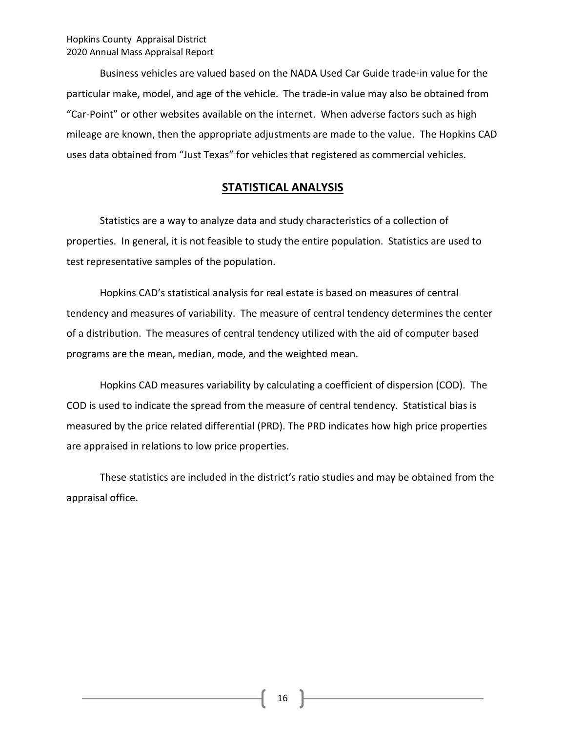Business vehicles are valued based on the NADA Used Car Guide trade-in value for the particular make, model, and age of the vehicle. The trade-in value may also be obtained from "Car-Point" or other websites available on the internet. When adverse factors such as high mileage are known, then the appropriate adjustments are made to the value. The Hopkins CAD uses data obtained from "Just Texas" for vehicles that registered as commercial vehicles.

## STATISTICAL ANALYSIS

Statistics are a way to analyze data and study characteristics of a collection of properties. In general, it is not feasible to study the entire population. Statistics are used to test representative samples of the population.

Hopkins CAD's statistical analysis for real estate is based on measures of central tendency and measures of variability. The measure of central tendency determines the center of a distribution. The measures of central tendency utilized with the aid of computer based programs are the mean, median, mode, and the weighted mean.

Hopkins CAD measures variability by calculating a coefficient of dispersion (COD). The COD is used to indicate the spread from the measure of central tendency. Statistical bias is measured by the price related differential (PRD). The PRD indicates how high price properties are appraised in relations to low price properties.

These statistics are included in the district's ratio studies and may be obtained from the appraisal office.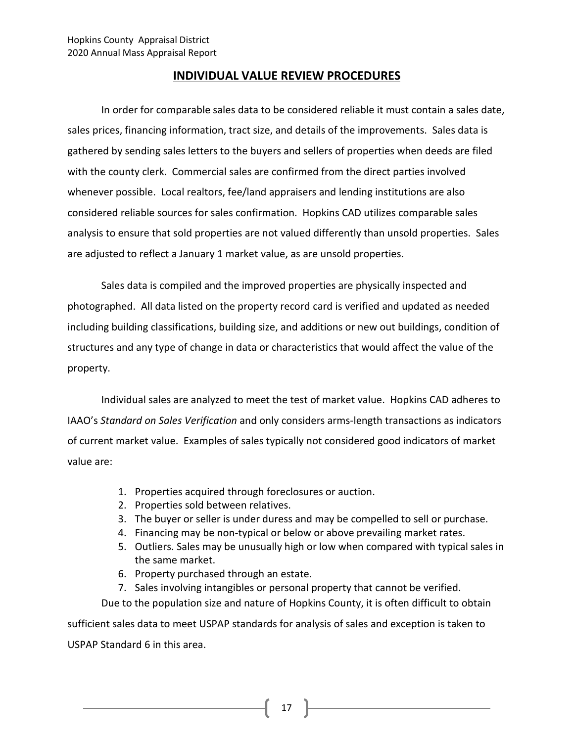## INDIVIDUAL VALUE REVIEW PROCEDURES

In order for comparable sales data to be considered reliable it must contain a sales date, sales prices, financing information, tract size, and details of the improvements. Sales data is gathered by sending sales letters to the buyers and sellers of properties when deeds are filed with the county clerk. Commercial sales are confirmed from the direct parties involved whenever possible. Local realtors, fee/land appraisers and lending institutions are also considered reliable sources for sales confirmation. Hopkins CAD utilizes comparable sales analysis to ensure that sold properties are not valued differently than unsold properties. Sales are adjusted to reflect a January 1 market value, as are unsold properties.

Sales data is compiled and the improved properties are physically inspected and photographed. All data listed on the property record card is verified and updated as needed including building classifications, building size, and additions or new out buildings, condition of structures and any type of change in data or characteristics that would affect the value of the property.

Individual sales are analyzed to meet the test of market value. Hopkins CAD adheres to IAAO's *Standard on Sales Verification* and only considers arms-length transactions as indicators of current market value. Examples of sales typically not considered good indicators of market value are:

1. Properties acquired through foreclosures or auction.
2. Properties sold between relatives.
3. The buyer or seller is under duress and may be compelled to sell or purchase.
4. Financing may be non-typical or below or above prevailing market rates.
5. Outliers. Sales may be unusually high or low when compared with typical sales in the same market.
6. Property purchased through an estate.
7. Sales involving intangibles or personal property that cannot be verified.

Due to the population size and nature of Hopkins County, it is often difficult to obtain sufficient sales data to meet USPAP standards for analysis of sales and exception is taken to USPAP Standard 6 in this area.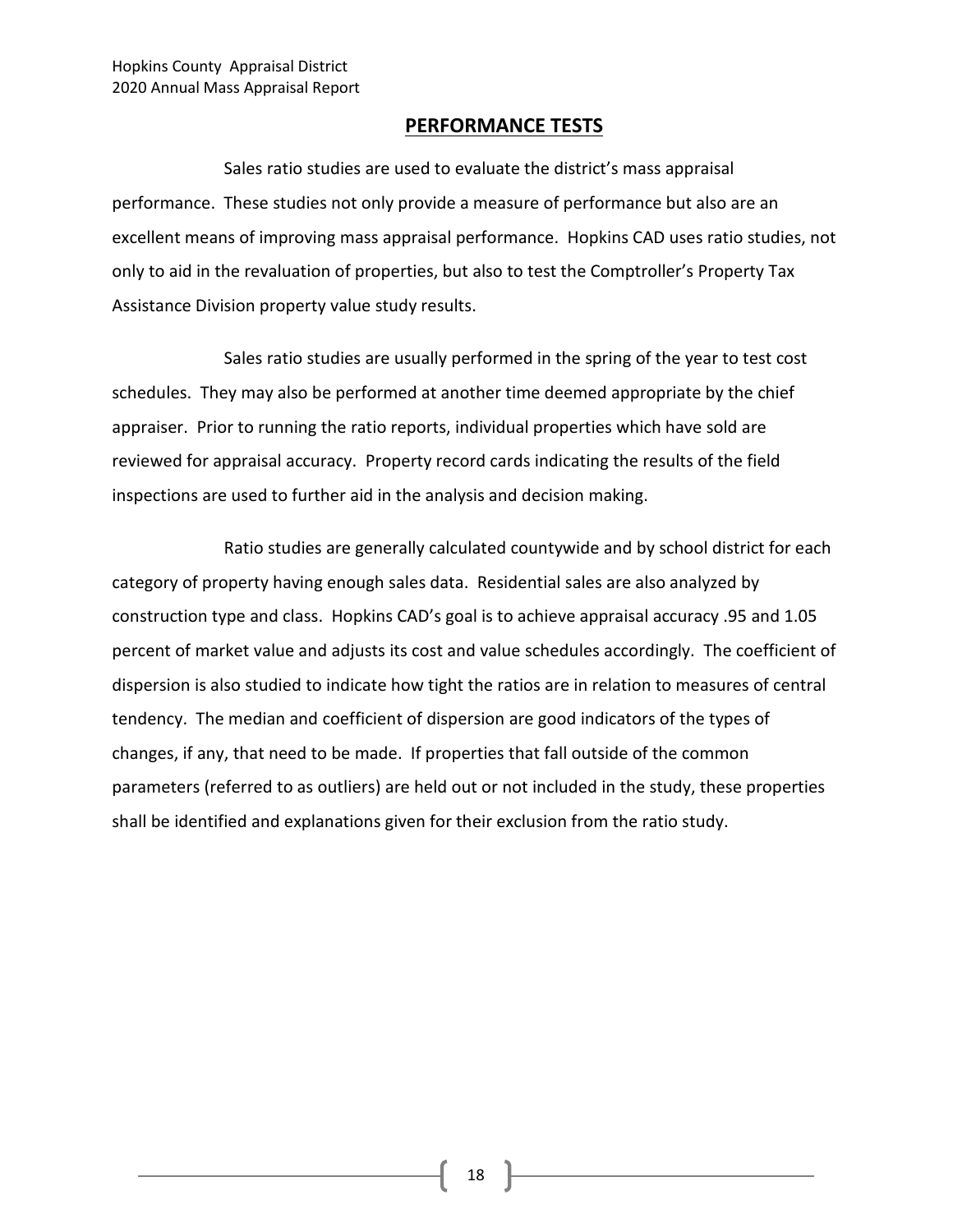## PERFORMANCE TESTS

Sales ratio studies are used to evaluate the district's mass appraisal performance. These studies not only provide a measure of performance but also are an excellent means of improving mass appraisal performance. Hopkins CAD uses ratio studies, not only to aid in the revaluation of properties, but also to test the Comptroller's Property Tax Assistance Division property value study results.

Sales ratio studies are usually performed in the spring of the year to test cost schedules. They may also be performed at another time deemed appropriate by the chief appraiser. Prior to running the ratio reports, individual properties which have sold are reviewed for appraisal accuracy. Property record cards indicating the results of the field inspections are used to further aid in the analysis and decision making.

Ratio studies are generally calculated countywide and by school district for each category of property having enough sales data. Residential sales are also analyzed by construction type and class. Hopkins CAD's goal is to achieve appraisal accuracy .95 and 1.05 percent of market value and adjusts its cost and value schedules accordingly. The coefficient of dispersion is also studied to indicate how tight the ratios are in relation to measures of central tendency. The median and coefficient of dispersion are good indicators of the types of changes, if any, that need to be made. If properties that fall outside of the common parameters (referred to as outliers) are held out or not included in the study, these properties shall be identified and explanations given for their exclusion from the ratio study.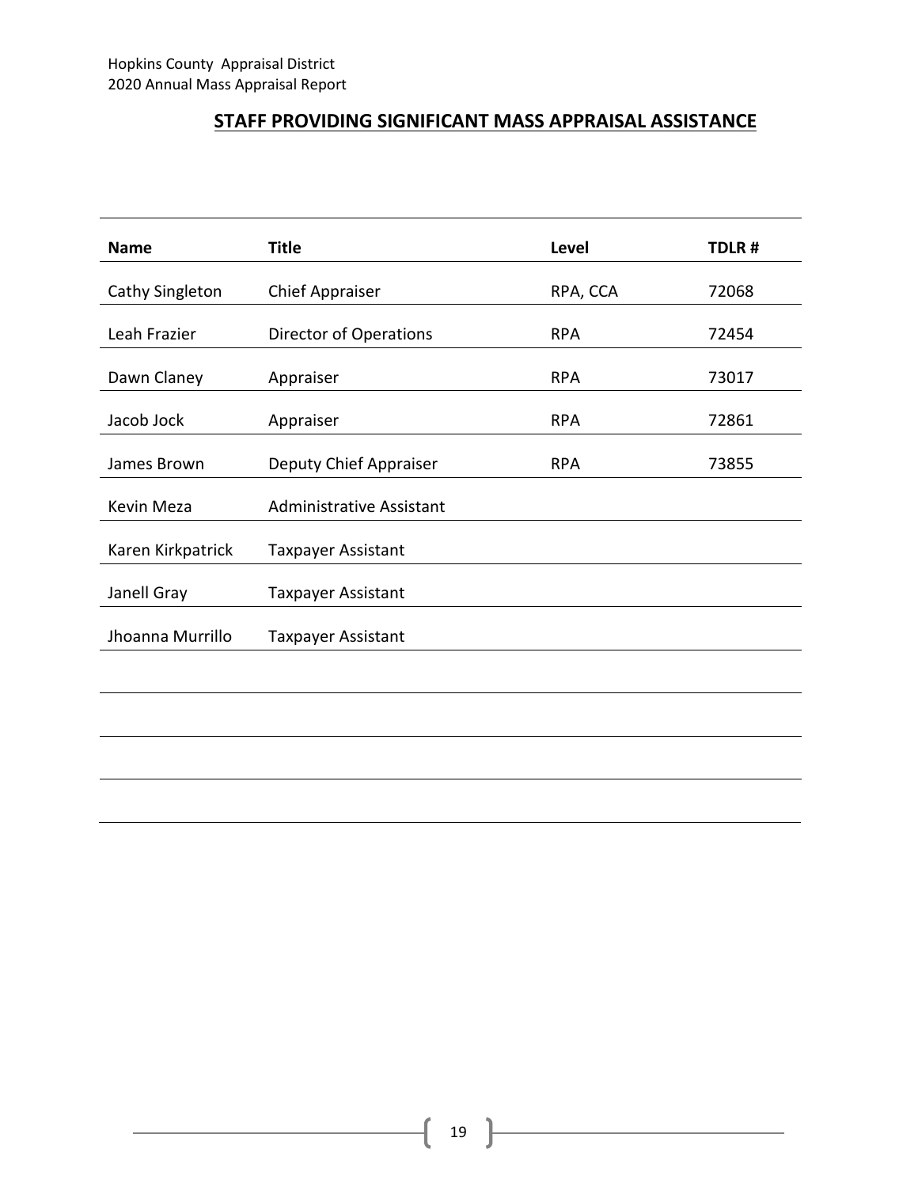## STAFF PROVIDING SIGNIFICANT MASS APPRAISAL ASSISTANCE

| Name | Title | Level | TDLR # |
|---|---|---|---|
| Cathy Singleton | Chief Appraiser | RPA, CCA | 72068 |
| Leah Frazier | Director of Operations | RPA | 72454 |
| Dawn Claney | Appraiser | RPA | 73017 |
| Jacob Jock | Appraiser | RPA | 72861 |
| James Brown | Deputy Chief Appraiser | RPA | 73855 |
| Kevin Meza | Administrative Assistant | | |
| Karen Kirkpatrick | Taxpayer Assistant | | |
| Janell Gray | Taxpayer Assistant | | |
| Jhoanna Murrillo | Taxpayer Assistant | | |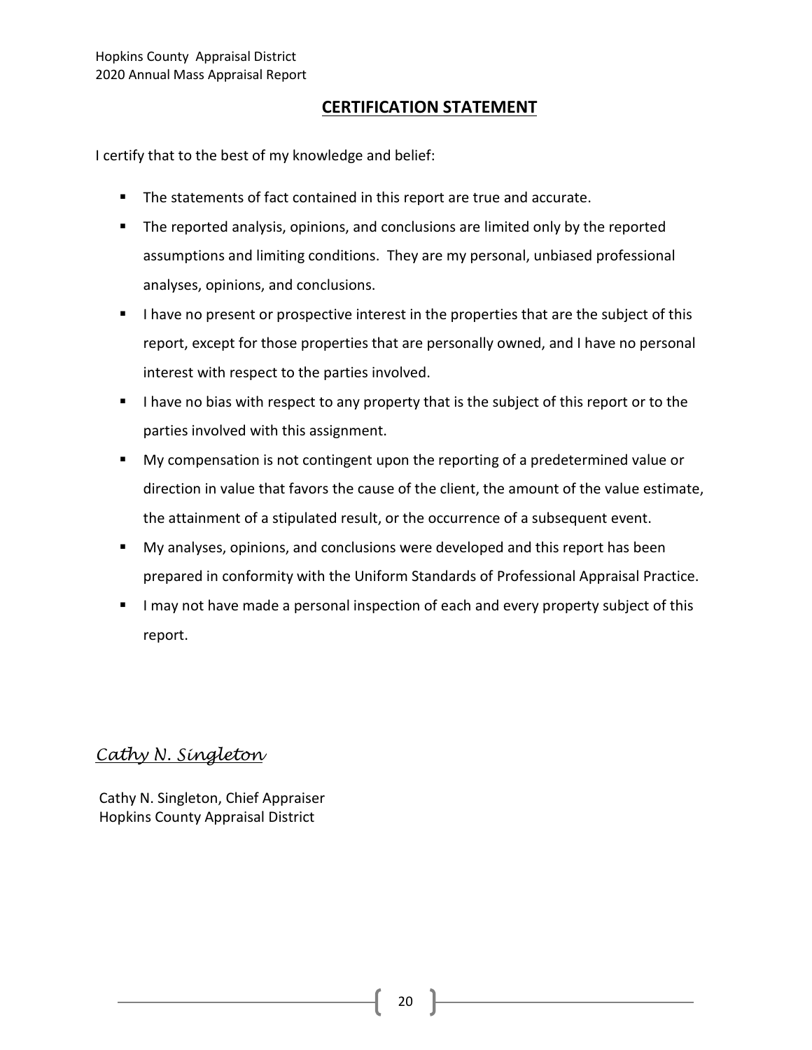## CERTIFICATION STATEMENT

I certify that to the best of my knowledge and belief:

- The statements of fact contained in this report are true and accurate.
- The reported analysis, opinions, and conclusions are limited only by the reported assumptions and limiting conditions. They are my personal, unbiased professional analyses, opinions, and conclusions.
- I have no present or prospective interest in the properties that are the subject of this report, except for those properties that are personally owned, and I have no personal interest with respect to the parties involved.
- I have no bias with respect to any property that is the subject of this report or to the parties involved with this assignment.
- My compensation is not contingent upon the reporting of a predetermined value or direction in value that favors the cause of the client, the amount of the value estimate, the attainment of a stipulated result, or the occurrence of a subsequent event.
- My analyses, opinions, and conclusions were developed and this report has been prepared in conformity with the Uniform Standards of Professional Appraisal Practice.
- I may not have made a personal inspection of each and every property subject of this report.

*Cathy N. Singleton*

Cathy N. Singleton, Chief Appraiser
Hopkins County Appraisal District